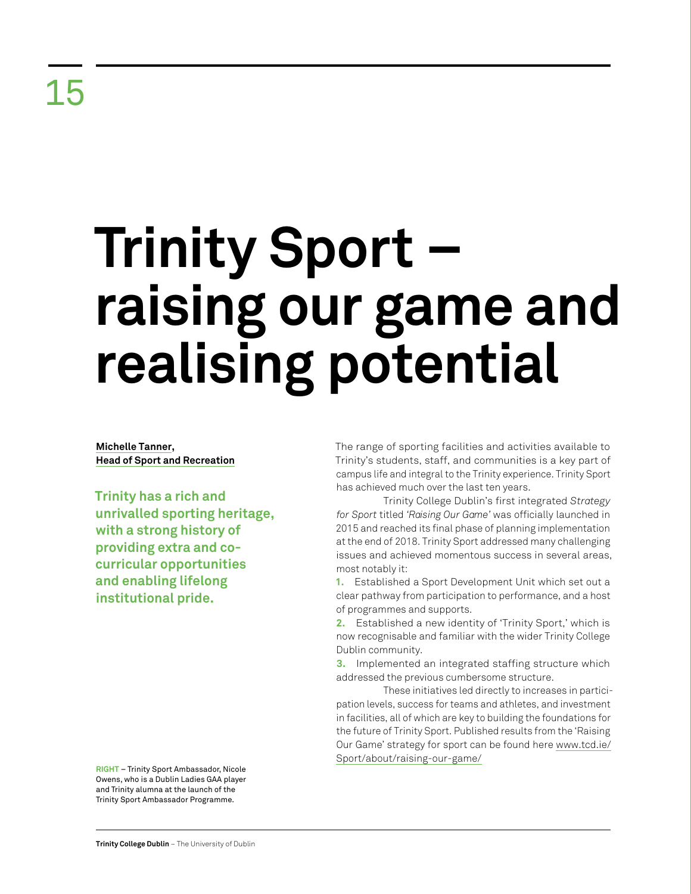15

# Trinity Sport – raising our game and realising potential

**Michelle Tanner, Head of Sport and Recreation**

**Trinity has a rich and unrivalled sporting heritage, with a strong history of providing extra and co-curricular opportunities and enabling lifelong institutional pride.**

The range of sporting facilities and activities available to Trinity's students, staff, and communities is a key part of campus life and integral to the Trinity experience. Trinity Sport has achieved much over the last ten years.

Trinity College Dublin's first integrated *Strategy for Sport* titled *'Raising Our Game'* was officially launched in 2015 and reached its final phase of planning implementation at the end of 2018. Trinity Sport addressed many challenging issues and achieved momentous success in several areas, most notably it:

1. Established a Sport Development Unit which set out a clear pathway from participation to performance, and a host of programmes and supports.
2. Established a new identity of 'Trinity Sport,' which is now recognisable and familiar with the wider Trinity College Dublin community.
3. Implemented an integrated staffing structure which addressed the previous cumbersome structure.

These initiatives led directly to increases in participation levels, success for teams and athletes, and investment in facilities, all of which are key to building the foundations for the future of Trinity Sport. Published results from the 'Raising Our Game' strategy for sport can be found here www.tcd.ie/Sport/about/raising-our-game/

**RIGHT** – Trinity Sport Ambassador, Nicole Owens, who is a Dublin Ladies GAA player and Trinity alumna at the launch of the Trinity Sport Ambassador Programme.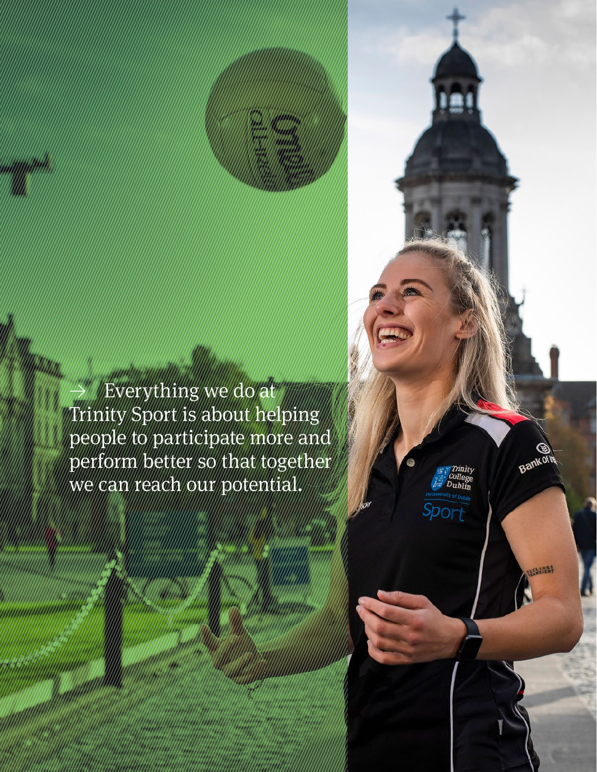→ Everything we do at Trinity Sport is about helping people to participate more and perform better so that together we can reach our potential.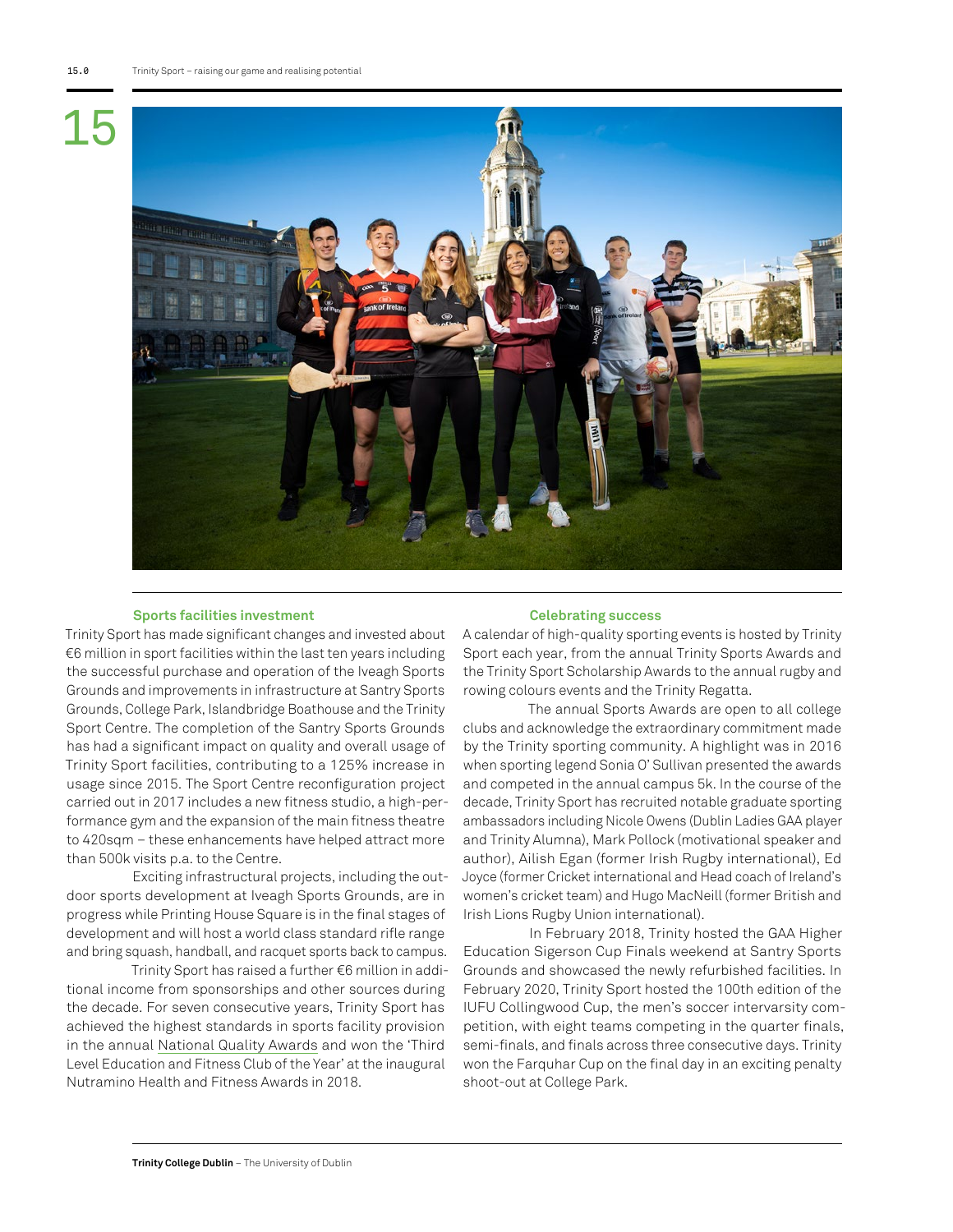# 15

## Sports facilities investment

Trinity Sport has made significant changes and invested about €6 million in sport facilities within the last ten years including the successful purchase and operation of the Iveagh Sports Grounds and improvements in infrastructure at Santry Sports Grounds, College Park, Islandbridge Boathouse and the Trinity Sport Centre. The completion of the Santry Sports Grounds has had a significant impact on quality and overall usage of Trinity Sport facilities, contributing to a 125% increase in usage since 2015. The Sport Centre reconfiguration project carried out in 2017 includes a new fitness studio, a high-performance gym and the expansion of the main fitness theatre to 420sqm – these enhancements have helped attract more than 500k visits p.a. to the Centre.

Exciting infrastructural projects, including the outdoor sports development at Iveagh Sports Grounds, are in progress while Printing House Square is in the final stages of development and will host a world class standard rifle range and bring squash, handball, and racquet sports back to campus.

Trinity Sport has raised a further €6 million in additional income from sponsorships and other sources during the decade. For seven consecutive years, Trinity Sport has achieved the highest standards in sports facility provision in the annual National Quality Awards and won the 'Third Level Education and Fitness Club of the Year' at the inaugural Nutramino Health and Fitness Awards in 2018.

## Celebrating success

A calendar of high-quality sporting events is hosted by Trinity Sport each year, from the annual Trinity Sports Awards and the Trinity Sport Scholarship Awards to the annual rugby and rowing colours events and the Trinity Regatta.

The annual Sports Awards are open to all college clubs and acknowledge the extraordinary commitment made by the Trinity sporting community. A highlight was in 2016 when sporting legend Sonia O' Sullivan presented the awards and competed in the annual campus 5k. In the course of the decade, Trinity Sport has recruited notable graduate sporting ambassadors including Nicole Owens (Dublin Ladies GAA player and Trinity Alumna), Mark Pollock (motivational speaker and author), Ailish Egan (former Irish Rugby international), Ed Joyce (former Cricket international and Head coach of Ireland's women's cricket team) and Hugo MacNeill (former British and Irish Lions Rugby Union international).

In February 2018, Trinity hosted the GAA Higher Education Sigerson Cup Finals weekend at Santry Sports Grounds and showcased the newly refurbished facilities. In February 2020, Trinity Sport hosted the 100th edition of the IUFU Collingwood Cup, the men's soccer intervarsity competition, with eight teams competing in the quarter finals, semi-finals, and finals across three consecutive days. Trinity won the Farquhar Cup on the final day in an exciting penalty shoot-out at College Park.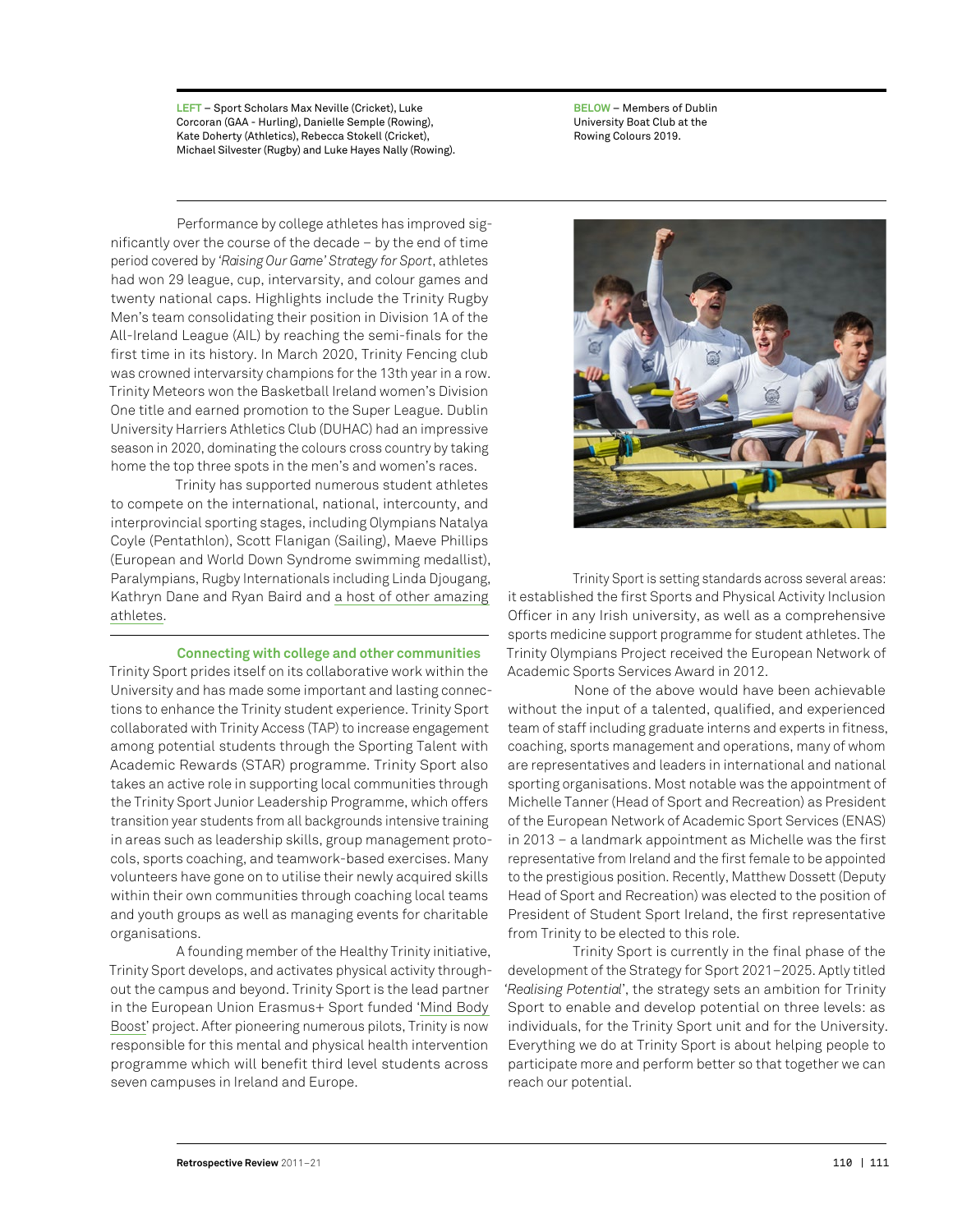**LEFT** – Sport Scholars Max Neville (Cricket), Luke Corcoran (GAA - Hurling), Danielle Semple (Rowing), Kate Doherty (Athletics), Rebecca Stokell (Cricket), Michael Silvester (Rugby) and Luke Hayes Nally (Rowing).

**BELOW** – Members of Dublin University Boat Club at the Rowing Colours 2019.

Performance by college athletes has improved significantly over the course of the decade – by the end of time period covered by *'Raising Our Game' Strategy for Sport*, athletes had won 29 league, cup, intervarsity, and colour games and twenty national caps. Highlights include the Trinity Rugby Men's team consolidating their position in Division 1A of the All-Ireland League (AIL) by reaching the semi-finals for the first time in its history. In March 2020, Trinity Fencing club was crowned intervarsity champions for the 13th year in a row. Trinity Meteors won the Basketball Ireland women's Division One title and earned promotion to the Super League. Dublin University Harriers Athletics Club (DUHAC) had an impressive season in 2020, dominating the colours cross country by taking home the top three spots in the men's and women's races.

Trinity has supported numerous student athletes to compete on the international, national, intercounty, and interprovincial sporting stages, including Olympians Natalya Coyle (Pentathlon), Scott Flanigan (Sailing), Maeve Phillips (European and World Down Syndrome swimming medallist), Paralympians, Rugby Internationals including Linda Djougang, Kathryn Dane and Ryan Baird and a host of other amazing athletes.

### Connecting with college and other communities

Trinity Sport prides itself on its collaborative work within the University and has made some important and lasting connections to enhance the Trinity student experience. Trinity Sport collaborated with Trinity Access (TAP) to increase engagement among potential students through the Sporting Talent with Academic Rewards (STAR) programme. Trinity Sport also takes an active role in supporting local communities through the Trinity Sport Junior Leadership Programme, which offers transition year students from all backgrounds intensive training in areas such as leadership skills, group management protocols, sports coaching, and teamwork-based exercises. Many volunteers have gone on to utilise their newly acquired skills within their own communities through coaching local teams and youth groups as well as managing events for charitable organisations.

A founding member of the Healthy Trinity initiative, Trinity Sport develops, and activates physical activity throughout the campus and beyond. Trinity Sport is the lead partner in the European Union Erasmus+ Sport funded 'Mind Body Boost' project. After pioneering numerous pilots, Trinity is now responsible for this mental and physical health intervention programme which will benefit third level students across seven campuses in Ireland and Europe.

Trinity Sport is setting standards across several areas: it established the first Sports and Physical Activity Inclusion Officer in any Irish university, as well as a comprehensive sports medicine support programme for student athletes. The Trinity Olympians Project received the European Network of Academic Sports Services Award in 2012.

None of the above would have been achievable without the input of a talented, qualified, and experienced team of staff including graduate interns and experts in fitness, coaching, sports management and operations, many of whom are representatives and leaders in international and national sporting organisations. Most notable was the appointment of Michelle Tanner (Head of Sport and Recreation) as President of the European Network of Academic Sport Services (ENAS) in 2013 – a landmark appointment as Michelle was the first representative from Ireland and the first female to be appointed to the prestigious position. Recently, Matthew Dossett (Deputy Head of Sport and Recreation) was elected to the position of President of Student Sport Ireland, the first representative from Trinity to be elected to this role.

Trinity Sport is currently in the final phase of the development of the Strategy for Sport 2021–2025. Aptly titled *'Realising Potential'*, the strategy sets an ambition for Trinity Sport to enable and develop potential on three levels: as individuals, for the Trinity Sport unit and for the University. Everything we do at Trinity Sport is about helping people to participate more and perform better so that together we can reach our potential.